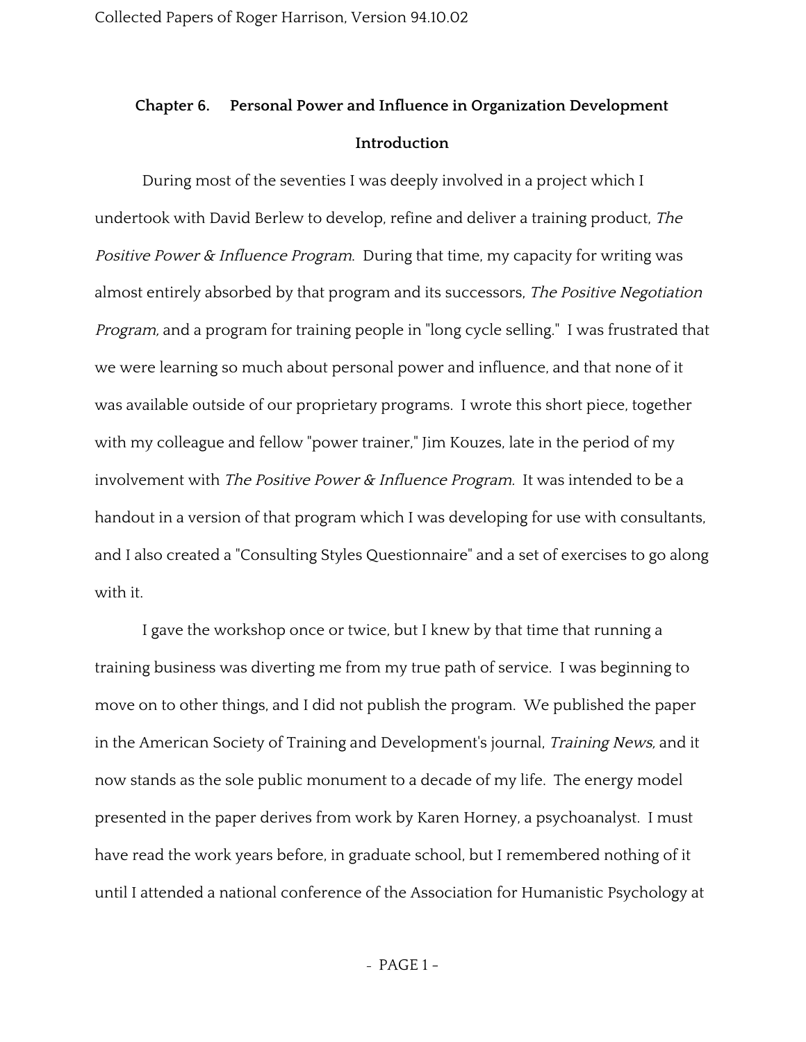# Chapter 6. Personal Power and Influence in Organization Development

## Introduction

During most of the seventies I was deeply involved in a project which I undertook with David Berlew to develop, refine and deliver a training product, *The Positive Power & Influence Program*. During that time, my capacity for writing was almost entirely absorbed by that program and its successors, *The Positive Negotiation Program,* and a program for training people in "long cycle selling." I was frustrated that we were learning so much about personal power and influence, and that none of it was available outside of our proprietary programs. I wrote this short piece, together with my colleague and fellow "power trainer," Jim Kouzes, late in the period of my involvement with *The Positive Power & Influence Program.* It was intended to be a handout in a version of that program which I was developing for use with consultants, and I also created a "Consulting Styles Questionnaire" and a set of exercises to go along with it.

I gave the workshop once or twice, but I knew by that time that running a training business was diverting me from my true path of service. I was beginning to move on to other things, and I did not publish the program. We published the paper in the American Society of Training and Development's journal, *Training News,* and it now stands as the sole public monument to a decade of my life. The energy model presented in the paper derives from work by Karen Horney, a psychoanalyst. I must have read the work years before, in graduate school, but I remembered nothing of it until I attended a national conference of the Association for Humanistic Psychology at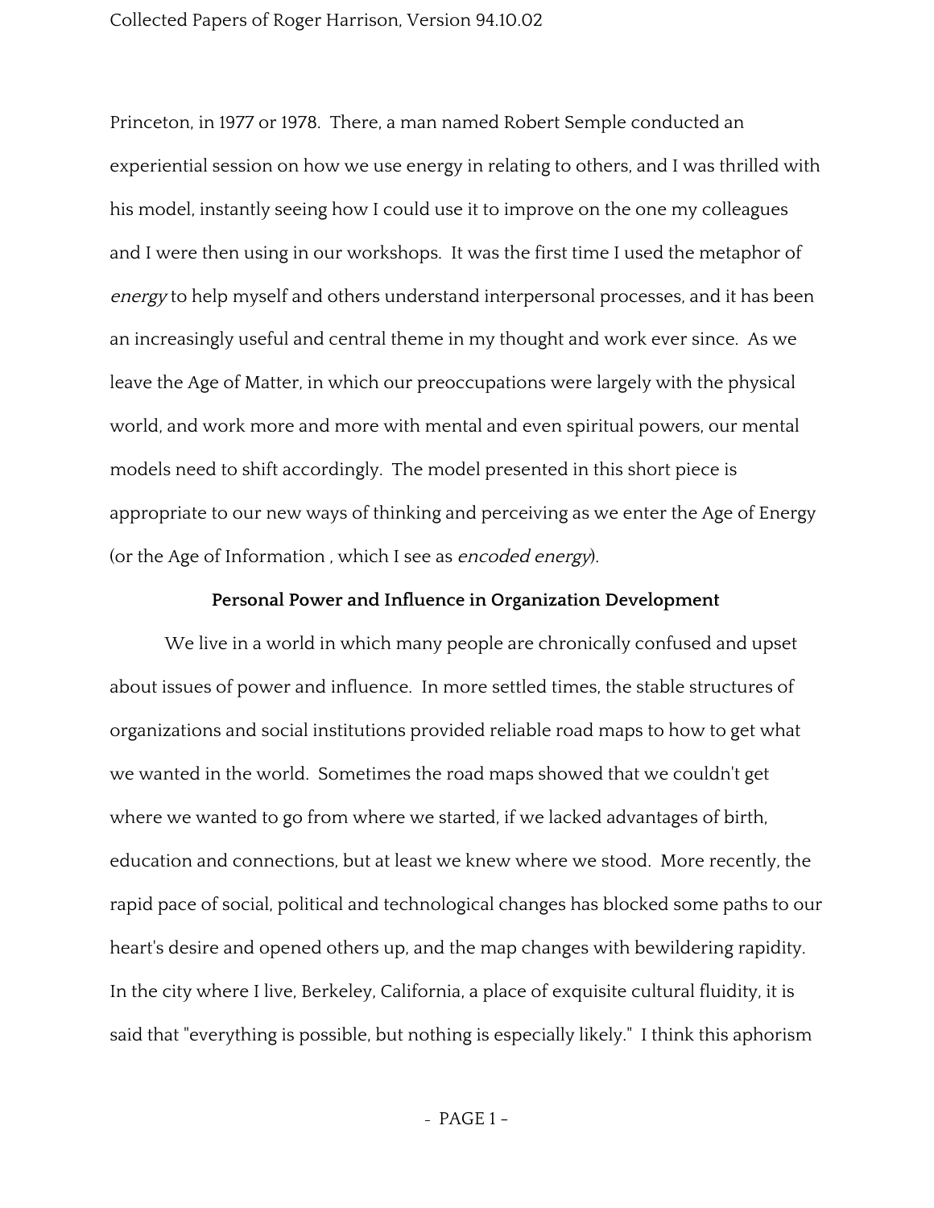Princeton, in 1977 or 1978. There, a man named Robert Semple conducted an experiential session on how we use energy in relating to others, and I was thrilled with his model, instantly seeing how I could use it to improve on the one my colleagues and I were then using in our workshops. It was the first time I used the metaphor of *energy* to help myself and others understand interpersonal processes, and it has been an increasingly useful and central theme in my thought and work ever since. As we leave the Age of Matter, in which our preoccupations were largely with the physical world, and work more and more with mental and even spiritual powers, our mental models need to shift accordingly. The model presented in this short piece is appropriate to our new ways of thinking and perceiving as we enter the Age of Energy (or the Age of Information , which I see as *encoded energy*).

## Personal Power and Influence in Organization Development

We live in a world in which many people are chronically confused and upset about issues of power and influence. In more settled times, the stable structures of organizations and social institutions provided reliable road maps to how to get what we wanted in the world. Sometimes the road maps showed that we couldn't get where we wanted to go from where we started, if we lacked advantages of birth, education and connections, but at least we knew where we stood. More recently, the rapid pace of social, political and technological changes has blocked some paths to our heart's desire and opened others up, and the map changes with bewildering rapidity. In the city where I live, Berkeley, California, a place of exquisite cultural fluidity, it is said that "everything is possible, but nothing is especially likely." I think this aphorism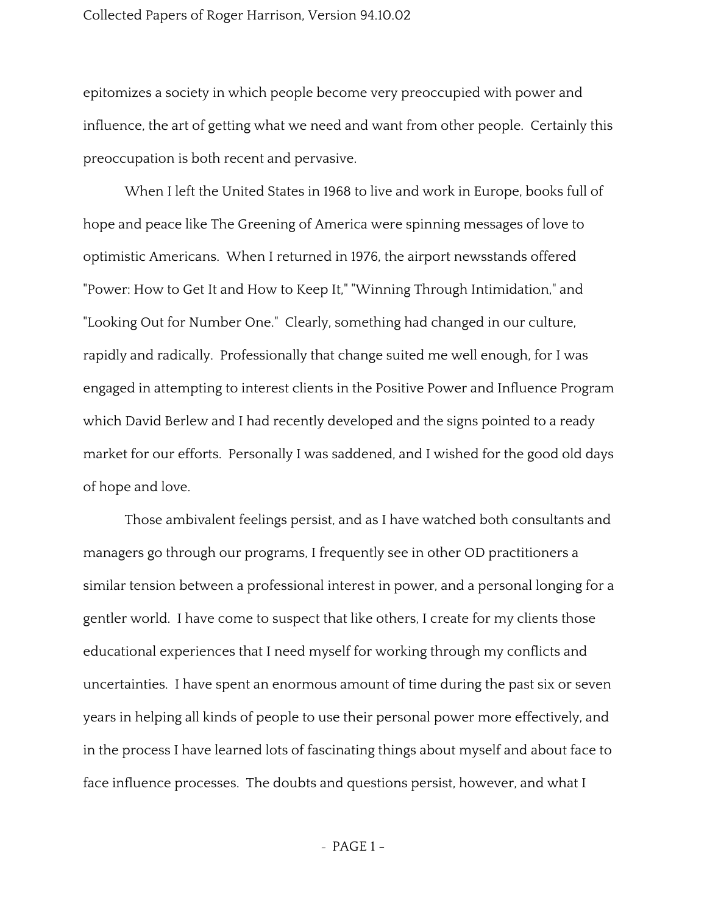epitomizes a society in which people become very preoccupied with power and influence, the art of getting what we need and want from other people. Certainly this preoccupation is both recent and pervasive.

When I left the United States in 1968 to live and work in Europe, books full of hope and peace like The Greening of America were spinning messages of love to optimistic Americans. When I returned in 1976, the airport newsstands offered "Power: How to Get It and How to Keep It," "Winning Through Intimidation," and "Looking Out for Number One." Clearly, something had changed in our culture, rapidly and radically. Professionally that change suited me well enough, for I was engaged in attempting to interest clients in the Positive Power and Influence Program which David Berlew and I had recently developed and the signs pointed to a ready market for our efforts. Personally I was saddened, and I wished for the good old days of hope and love.

Those ambivalent feelings persist, and as I have watched both consultants and managers go through our programs, I frequently see in other OD practitioners a similar tension between a professional interest in power, and a personal longing for a gentler world. I have come to suspect that like others, I create for my clients those educational experiences that I need myself for working through my conflicts and uncertainties. I have spent an enormous amount of time during the past six or seven years in helping all kinds of people to use their personal power more effectively, and in the process I have learned lots of fascinating things about myself and about face to face influence processes. The doubts and questions persist, however, and what I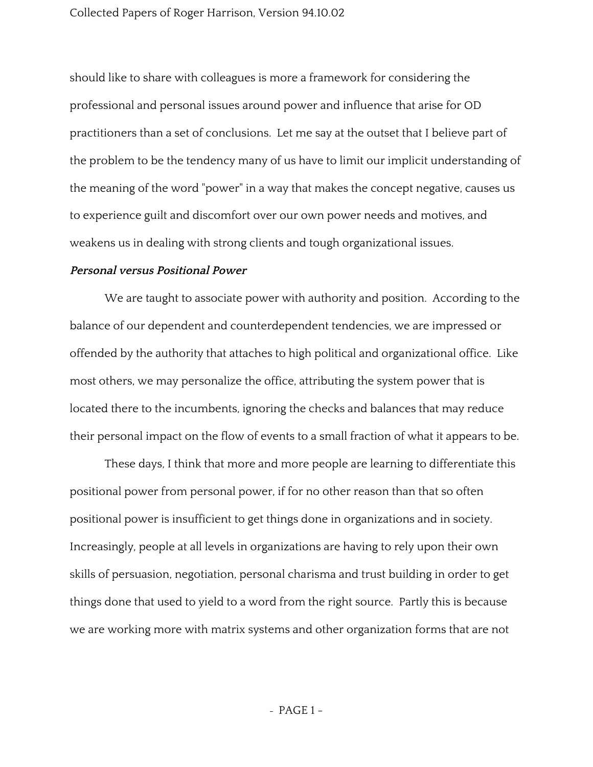should like to share with colleagues is more a framework for considering the professional and personal issues around power and influence that arise for OD practitioners than a set of conclusions. Let me say at the outset that I believe part of the problem to be the tendency many of us have to limit our implicit understanding of the meaning of the word "power" in a way that makes the concept negative, causes us to experience guilt and discomfort over our own power needs and motives, and weakens us in dealing with strong clients and tough organizational issues.

***Personal versus Positional Power***

We are taught to associate power with authority and position. According to the balance of our dependent and counterdependent tendencies, we are impressed or offended by the authority that attaches to high political and organizational office. Like most others, we may personalize the office, attributing the system power that is located there to the incumbents, ignoring the checks and balances that may reduce their personal impact on the flow of events to a small fraction of what it appears to be.

These days, I think that more and more people are learning to differentiate this positional power from personal power, if for no other reason than that so often positional power is insufficient to get things done in organizations and in society. Increasingly, people at all levels in organizations are having to rely upon their own skills of persuasion, negotiation, personal charisma and trust building in order to get things done that used to yield to a word from the right source. Partly this is because we are working more with matrix systems and other organization forms that are not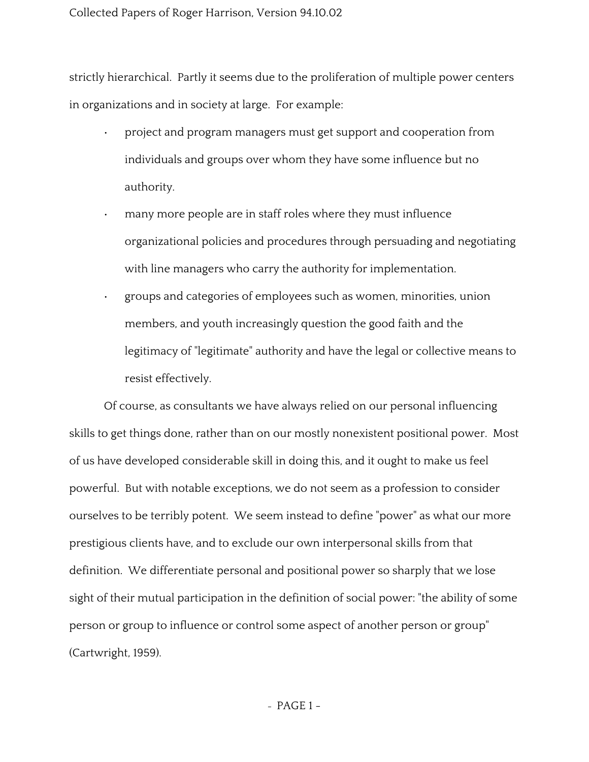strictly hierarchical. Partly it seems due to the proliferation of multiple power centers in organizations and in society at large. For example:

- project and program managers must get support and cooperation from individuals and groups over whom they have some influence but no authority.
- many more people are in staff roles where they must influence organizational policies and procedures through persuading and negotiating with line managers who carry the authority for implementation.
- groups and categories of employees such as women, minorities, union members, and youth increasingly question the good faith and the legitimacy of "legitimate" authority and have the legal or collective means to resist effectively.

Of course, as consultants we have always relied on our personal influencing skills to get things done, rather than on our mostly nonexistent positional power. Most of us have developed considerable skill in doing this, and it ought to make us feel powerful. But with notable exceptions, we do not seem as a profession to consider ourselves to be terribly potent. We seem instead to define "power" as what our more prestigious clients have, and to exclude our own interpersonal skills from that definition. We differentiate personal and positional power so sharply that we lose sight of their mutual participation in the definition of social power: "the ability of some person or group to influence or control some aspect of another person or group" (Cartwright, 1959).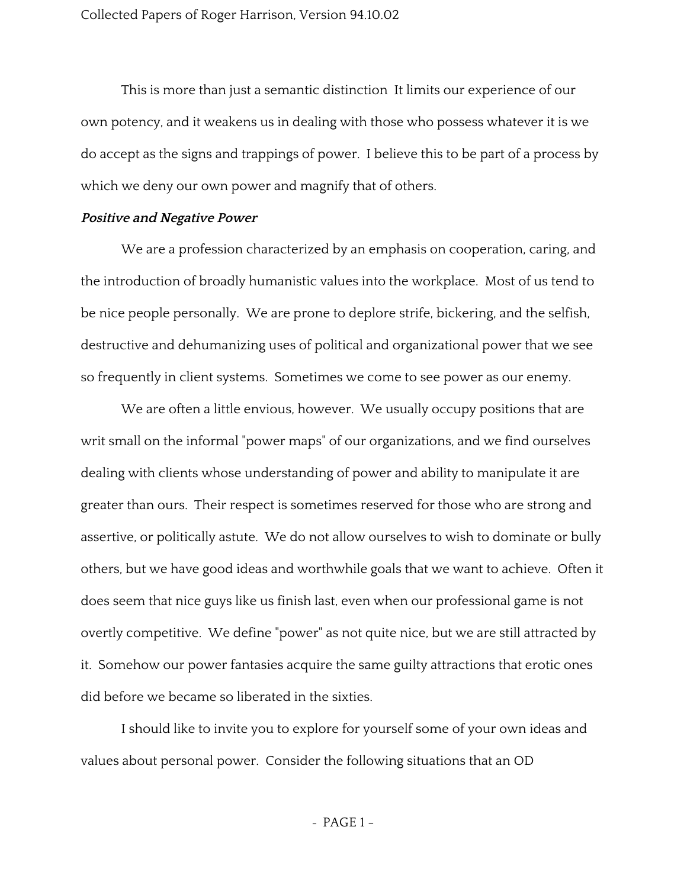This is more than just a semantic distinction  It limits our experience of our own potency, and it weakens us in dealing with those who possess whatever it is we do accept as the signs and trappings of power.  I believe this to be part of a process by which we deny our own power and magnify that of others.

***Positive and Negative Power***

We are a profession characterized by an emphasis on cooperation, caring, and the introduction of broadly humanistic values into the workplace.  Most of us tend to be nice people personally.  We are prone to deplore strife, bickering, and the selfish, destructive and dehumanizing uses of political and organizational power that we see so frequently in client systems.  Sometimes we come to see power as our enemy.

We are often a little envious, however.  We usually occupy positions that are writ small on the informal "power maps" of our organizations, and we find ourselves dealing with clients whose understanding of power and ability to manipulate it are greater than ours.  Their respect is sometimes reserved for those who are strong and assertive, or politically astute.  We do not allow ourselves to wish to dominate or bully others, but we have good ideas and worthwhile goals that we want to achieve.  Often it does seem that nice guys like us finish last, even when our professional game is not overtly competitive.  We define "power" as not quite nice, but we are still attracted by it.  Somehow our power fantasies acquire the same guilty attractions that erotic ones did before we became so liberated in the sixties.

I should like to invite you to explore for yourself some of your own ideas and values about personal power.  Consider the following situations that an OD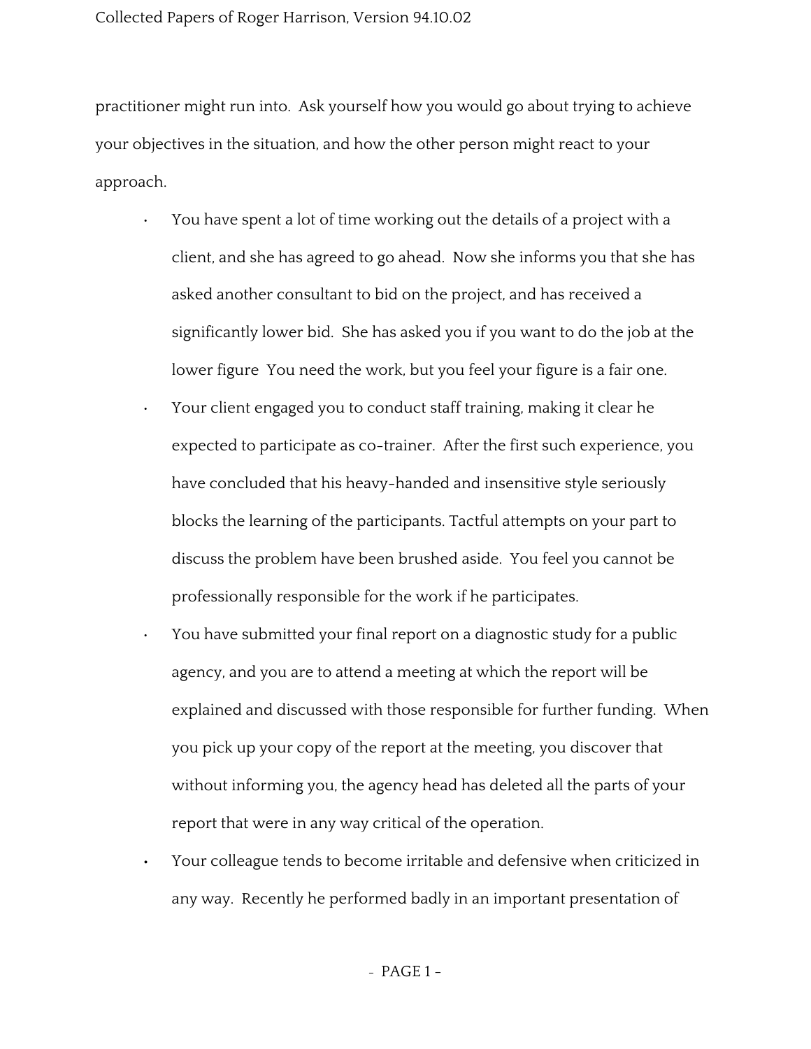practitioner might run into. Ask yourself how you would go about trying to achieve your objectives in the situation, and how the other person might react to your approach.

- You have spent a lot of time working out the details of a project with a client, and she has agreed to go ahead. Now she informs you that she has asked another consultant to bid on the project, and has received a significantly lower bid. She has asked you if you want to do the job at the lower figure You need the work, but you feel your figure is a fair one.
- Your client engaged you to conduct staff training, making it clear he expected to participate as co-trainer. After the first such experience, you have concluded that his heavy-handed and insensitive style seriously blocks the learning of the participants. Tactful attempts on your part to discuss the problem have been brushed aside. You feel you cannot be professionally responsible for the work if he participates.
- You have submitted your final report on a diagnostic study for a public agency, and you are to attend a meeting at which the report will be explained and discussed with those responsible for further funding. When you pick up your copy of the report at the meeting, you discover that without informing you, the agency head has deleted all the parts of your report that were in any way critical of the operation.
- Your colleague tends to become irritable and defensive when criticized in any way. Recently he performed badly in an important presentation of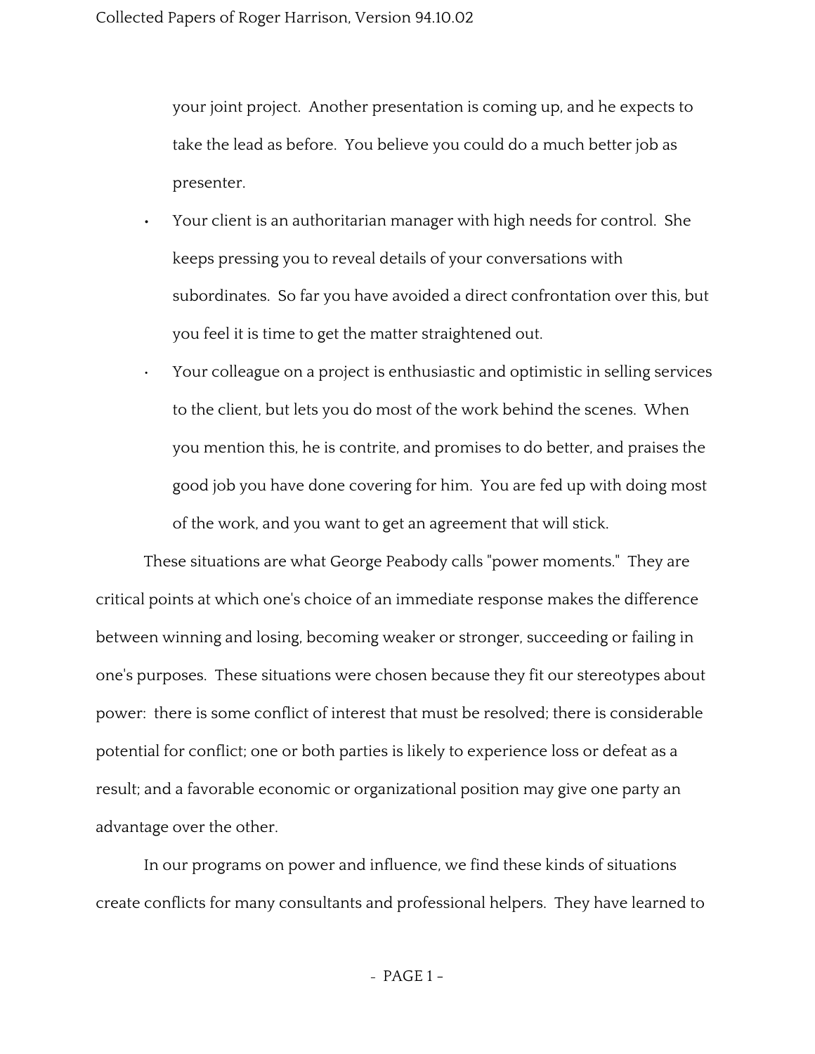your joint project. Another presentation is coming up, and he expects to take the lead as before. You believe you could do a much better job as presenter.

- Your client is an authoritarian manager with high needs for control. She keeps pressing you to reveal details of your conversations with subordinates. So far you have avoided a direct confrontation over this, but you feel it is time to get the matter straightened out.
- Your colleague on a project is enthusiastic and optimistic in selling services to the client, but lets you do most of the work behind the scenes. When you mention this, he is contrite, and promises to do better, and praises the good job you have done covering for him. You are fed up with doing most of the work, and you want to get an agreement that will stick.

These situations are what George Peabody calls "power moments." They are critical points at which one's choice of an immediate response makes the difference between winning and losing, becoming weaker or stronger, succeeding or failing in one's purposes. These situations were chosen because they fit our stereotypes about power: there is some conflict of interest that must be resolved; there is considerable potential for conflict; one or both parties is likely to experience loss or defeat as a result; and a favorable economic or organizational position may give one party an advantage over the other.

In our programs on power and influence, we find these kinds of situations create conflicts for many consultants and professional helpers. They have learned to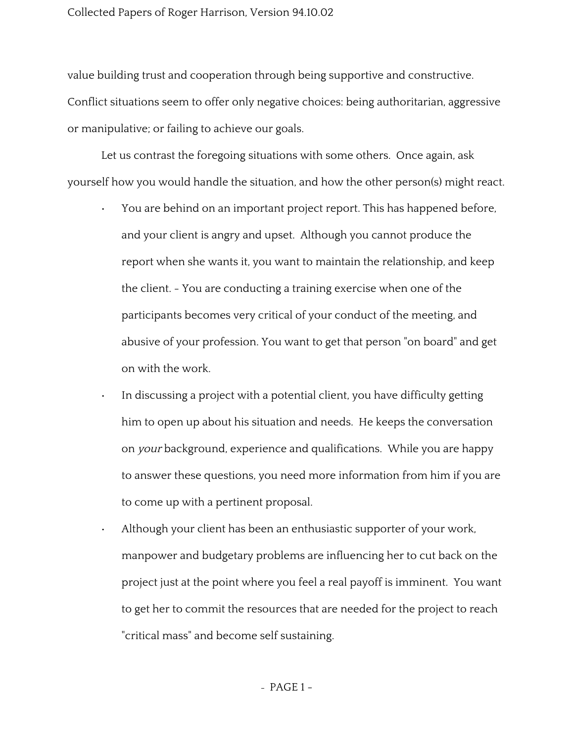value building trust and cooperation through being supportive and constructive. Conflict situations seem to offer only negative choices: being authoritarian, aggressive or manipulative; or failing to achieve our goals.

Let us contrast the foregoing situations with some others. Once again, ask yourself how you would handle the situation, and how the other person(s) might react.

- You are behind on an important project report. This has happened before, and your client is angry and upset. Although you cannot produce the report when she wants it, you want to maintain the relationship, and keep the client. - You are conducting a training exercise when one of the participants becomes very critical of your conduct of the meeting, and abusive of your profession. You want to get that person "on board" and get on with the work.
- In discussing a project with a potential client, you have difficulty getting him to open up about his situation and needs. He keeps the conversation on *your* background, experience and qualifications. While you are happy to answer these questions, you need more information from him if you are to come up with a pertinent proposal.
- Although your client has been an enthusiastic supporter of your work, manpower and budgetary problems are influencing her to cut back on the project just at the point where you feel a real payoff is imminent. You want to get her to commit the resources that are needed for the project to reach "critical mass" and become self sustaining.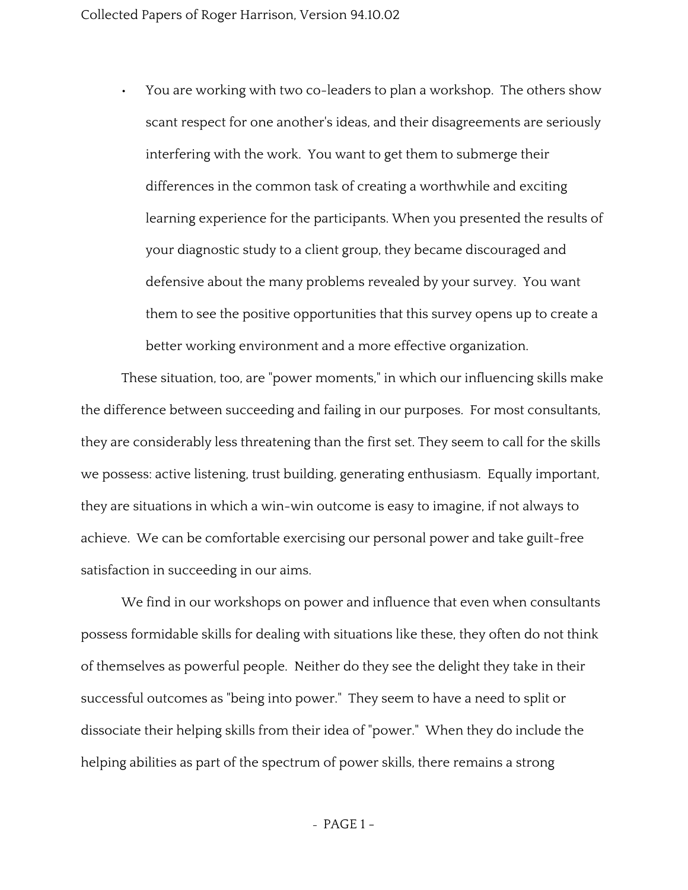- You are working with two co-leaders to plan a workshop. The others show scant respect for one another's ideas, and their disagreements are seriously interfering with the work. You want to get them to submerge their differences in the common task of creating a worthwhile and exciting learning experience for the participants. When you presented the results of your diagnostic study to a client group, they became discouraged and defensive about the many problems revealed by your survey. You want them to see the positive opportunities that this survey opens up to create a better working environment and a more effective organization.

These situation, too, are "power moments," in which our influencing skills make the difference between succeeding and failing in our purposes. For most consultants, they are considerably less threatening than the first set. They seem to call for the skills we possess: active listening, trust building, generating enthusiasm. Equally important, they are situations in which a win-win outcome is easy to imagine, if not always to achieve. We can be comfortable exercising our personal power and take guilt-free satisfaction in succeeding in our aims.

We find in our workshops on power and influence that even when consultants possess formidable skills for dealing with situations like these, they often do not think of themselves as powerful people. Neither do they see the delight they take in their successful outcomes as "being into power." They seem to have a need to split or dissociate their helping skills from their idea of "power." When they do include the helping abilities as part of the spectrum of power skills, there remains a strong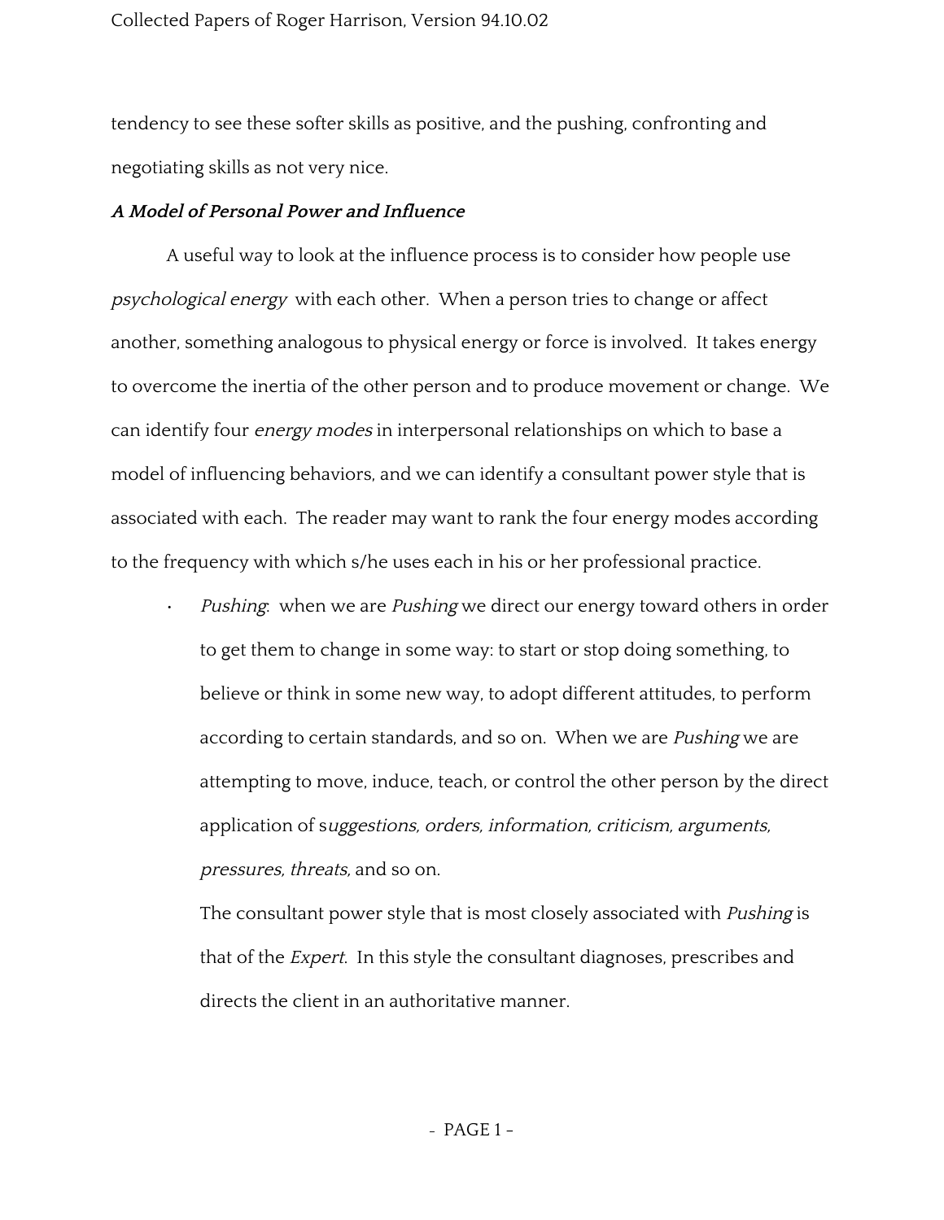tendency to see these softer skills as positive, and the pushing, confronting and negotiating skills as not very nice.

***A Model of Personal Power and Influence***

A useful way to look at the influence process is to consider how people use *psychological energy* with each other. When a person tries to change or affect another, something analogous to physical energy or force is involved. It takes energy to overcome the inertia of the other person and to produce movement or change. We can identify four *energy modes* in interpersonal relationships on which to base a model of influencing behaviors, and we can identify a consultant power style that is associated with each. The reader may want to rank the four energy modes according to the frequency with which s/he uses each in his or her professional practice.

- *Pushing*: when we are *Pushing* we direct our energy toward others in order to get them to change in some way: to start or stop doing something, to believe or think in some new way, to adopt different attitudes, to perform according to certain standards, and so on. When we are *Pushing* we are attempting to move, induce, teach, or control the other person by the direct application of s*uggestions, orders, information, criticism, arguments, pressures, threats,* and so on.

  The consultant power style that is most closely associated with *Pushing* is that of the *Expert*. In this style the consultant diagnoses, prescribes and directs the client in an authoritative manner.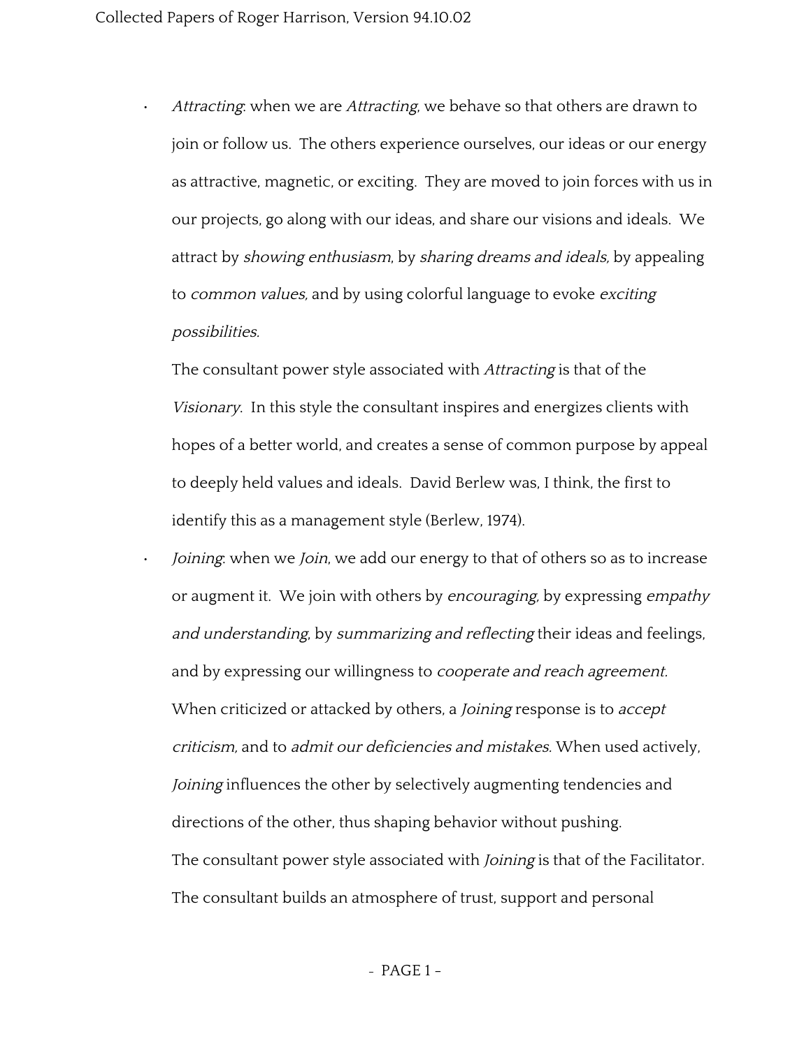- *Attracting*: when we are *Attracting*, we behave so that others are drawn to join or follow us. The others experience ourselves, our ideas or our energy as attractive, magnetic, or exciting. They are moved to join forces with us in our projects, go along with our ideas, and share our visions and ideals. We attract by *showing enthusiasm*, by *sharing dreams and ideals,* by appealing to *common values,* and by using colorful language to evoke *exciting possibilities.*

  The consultant power style associated with *Attracting* is that of the *Visionary*. In this style the consultant inspires and energizes clients with hopes of a better world, and creates a sense of common purpose by appeal to deeply held values and ideals. David Berlew was, I think, the first to identify this as a management style (Berlew, 1974).

- *Joining*: when we *Join*, we add our energy to that of others so as to increase or augment it. We join with others by *encouraging,* by expressing *empathy and understanding*, by *summarizing and reflecting* their ideas and feelings, and by expressing our willingness to *cooperate and reach agreement.* When criticized or attacked by others, a *Joining* response is to *accept criticism,* and to *admit our deficiencies and mistakes.* When used actively, *Joining* influences the other by selectively augmenting tendencies and directions of the other, thus shaping behavior without pushing.

  The consultant power style associated with *Joining* is that of the Facilitator. The consultant builds an atmosphere of trust, support and personal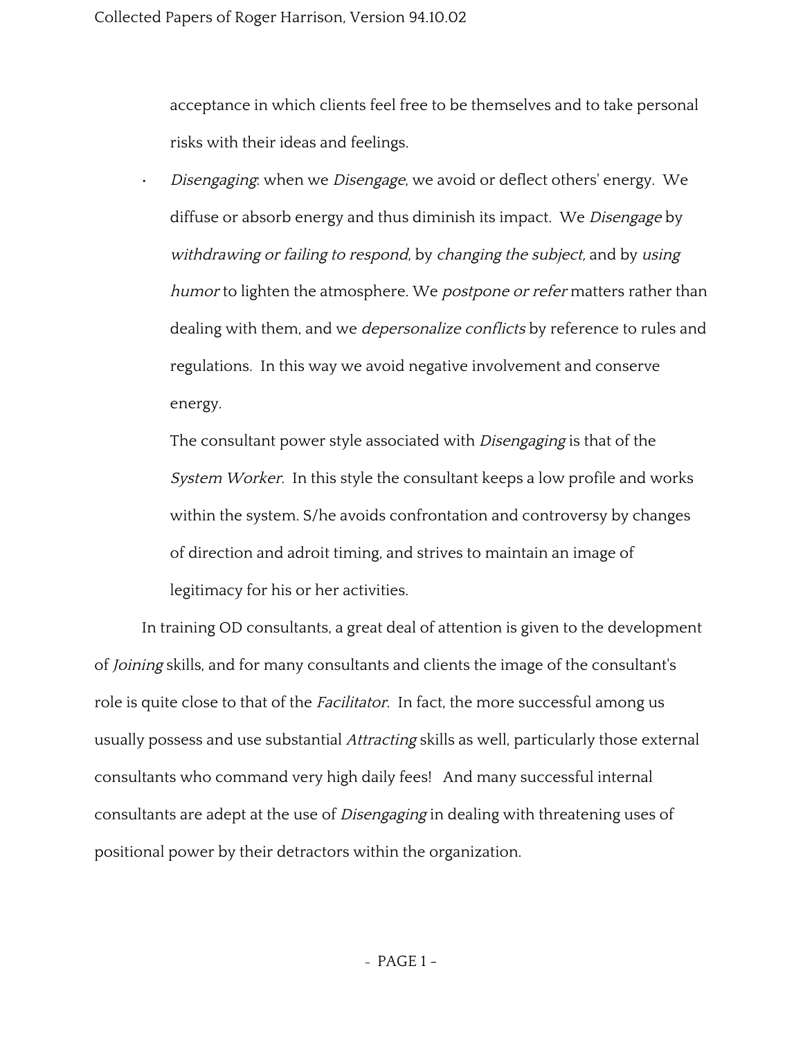acceptance in which clients feel free to be themselves and to take personal risks with their ideas and feelings.

- *Disengaging*: when we *Disengage*, we avoid or deflect others' energy. We diffuse or absorb energy and thus diminish its impact. We *Disengage* by *withdrawing or failing to respond*, by *changing the subject,* and by *using humor* to lighten the atmosphere. We *postpone or refer* matters rather than dealing with them, and we *depersonalize conflicts* by reference to rules and regulations. In this way we avoid negative involvement and conserve energy.

  The consultant power style associated with *Disengaging* is that of the *System Worker*. In this style the consultant keeps a low profile and works within the system. S/he avoids confrontation and controversy by changes of direction and adroit timing, and strives to maintain an image of legitimacy for his or her activities.

In training OD consultants, a great deal of attention is given to the development of *Joining* skills, and for many consultants and clients the image of the consultant's role is quite close to that of the *Facilitator*. In fact, the more successful among us usually possess and use substantial *Attracting* skills as well, particularly those external consultants who command very high daily fees! And many successful internal consultants are adept at the use of *Disengaging* in dealing with threatening uses of positional power by their detractors within the organization.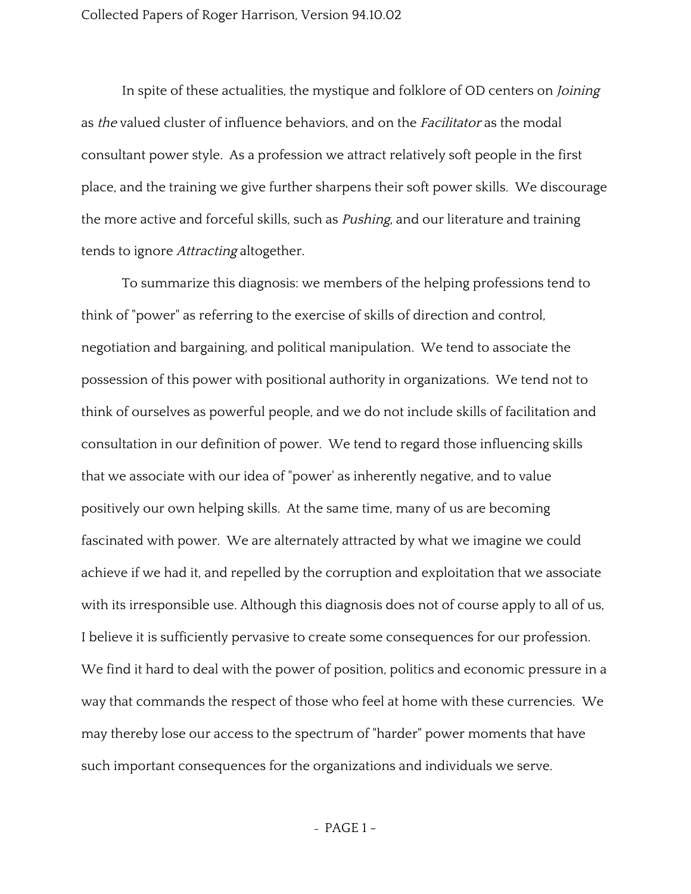In spite of these actualities, the mystique and folklore of OD centers on *Joining* as *the* valued cluster of influence behaviors, and on the *Facilitator* as the modal consultant power style. As a profession we attract relatively soft people in the first place, and the training we give further sharpens their soft power skills. We discourage the more active and forceful skills, such as *Pushing*, and our literature and training tends to ignore *Attracting* altogether.

To summarize this diagnosis: we members of the helping professions tend to think of "power" as referring to the exercise of skills of direction and control, negotiation and bargaining, and political manipulation. We tend to associate the possession of this power with positional authority in organizations. We tend not to think of ourselves as powerful people, and we do not include skills of facilitation and consultation in our definition of power. We tend to regard those influencing skills that we associate with our idea of "power' as inherently negative, and to value positively our own helping skills. At the same time, many of us are becoming fascinated with power. We are alternately attracted by what we imagine we could achieve if we had it, and repelled by the corruption and exploitation that we associate with its irresponsible use. Although this diagnosis does not of course apply to all of us, I believe it is sufficiently pervasive to create some consequences for our profession. We find it hard to deal with the power of position, politics and economic pressure in a way that commands the respect of those who feel at home with these currencies. We may thereby lose our access to the spectrum of "harder" power moments that have such important consequences for the organizations and individuals we serve.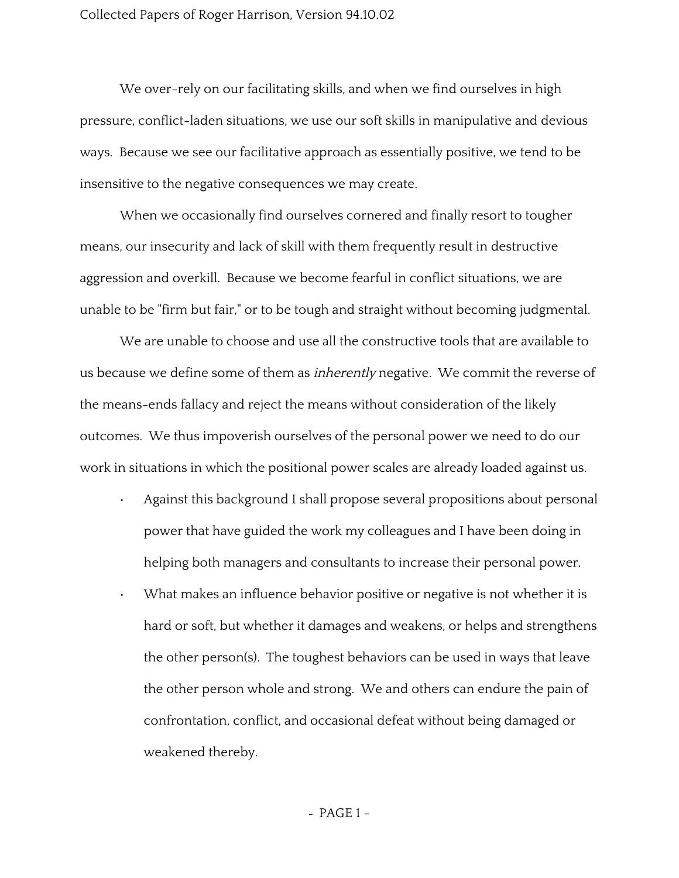We over-rely on our facilitating skills, and when we find ourselves in high pressure, conflict-laden situations, we use our soft skills in manipulative and devious ways. Because we see our facilitative approach as essentially positive, we tend to be insensitive to the negative consequences we may create.

When we occasionally find ourselves cornered and finally resort to tougher means, our insecurity and lack of skill with them frequently result in destructive aggression and overkill. Because we become fearful in conflict situations, we are unable to be "firm but fair," or to be tough and straight without becoming judgmental.

We are unable to choose and use all the constructive tools that are available to us because we define some of them as *inherently* negative. We commit the reverse of the means-ends fallacy and reject the means without consideration of the likely outcomes. We thus impoverish ourselves of the personal power we need to do our work in situations in which the positional power scales are already loaded against us.

- Against this background I shall propose several propositions about personal power that have guided the work my colleagues and I have been doing in helping both managers and consultants to increase their personal power.
- What makes an influence behavior positive or negative is not whether it is hard or soft, but whether it damages and weakens, or helps and strengthens the other person(s). The toughest behaviors can be used in ways that leave the other person whole and strong. We and others can endure the pain of confrontation, conflict, and occasional defeat without being damaged or weakened thereby.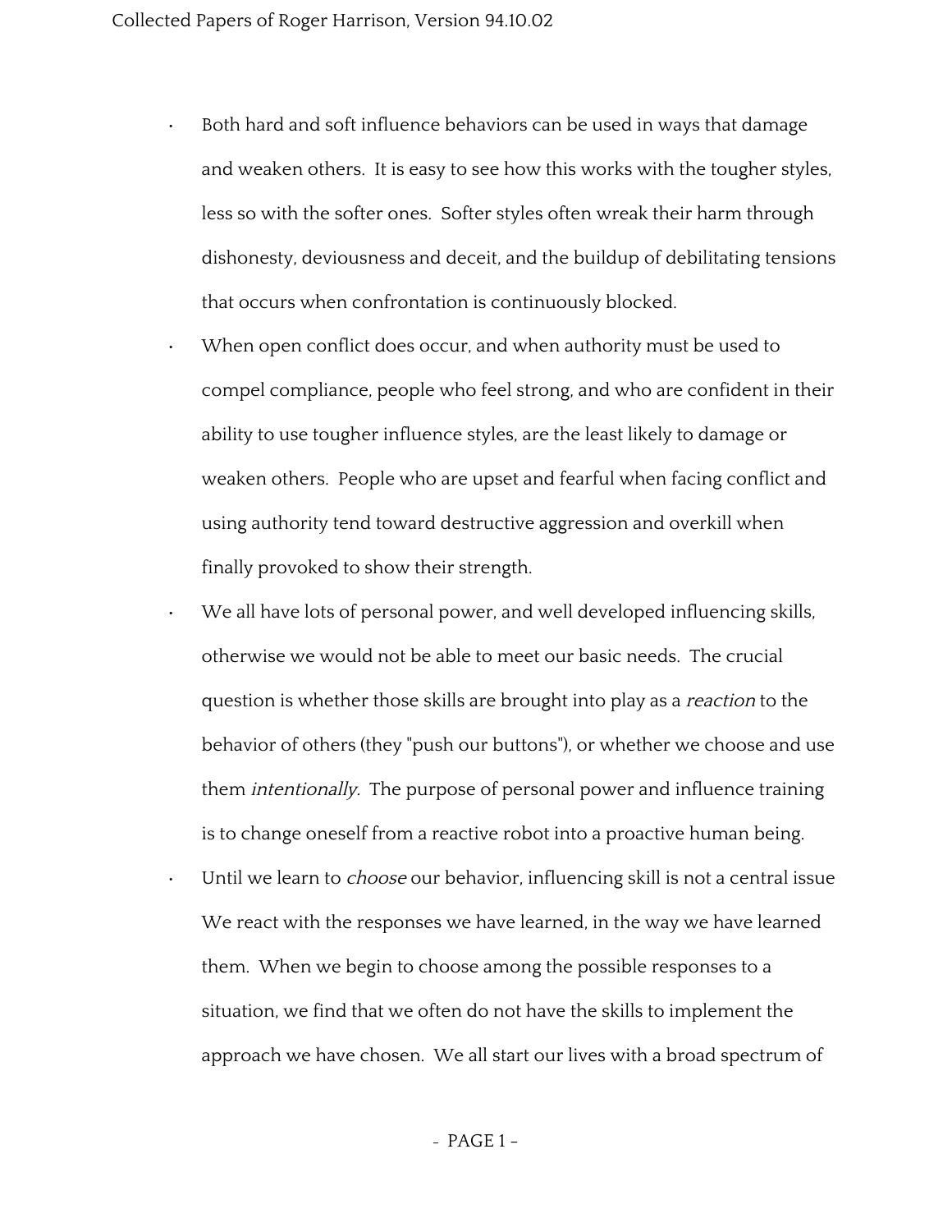- Both hard and soft influence behaviors can be used in ways that damage and weaken others. It is easy to see how this works with the tougher styles, less so with the softer ones. Softer styles often wreak their harm through dishonesty, deviousness and deceit, and the buildup of debilitating tensions that occurs when confrontation is continuously blocked.
- When open conflict does occur, and when authority must be used to compel compliance, people who feel strong, and who are confident in their ability to use tougher influence styles, are the least likely to damage or weaken others. People who are upset and fearful when facing conflict and using authority tend toward destructive aggression and overkill when finally provoked to show their strength.
- We all have lots of personal power, and well developed influencing skills, otherwise we would not be able to meet our basic needs. The crucial question is whether those skills are brought into play as a *reaction* to the behavior of others (they "push our buttons"), or whether we choose and use them *intentionally.* The purpose of personal power and influence training is to change oneself from a reactive robot into a proactive human being.
- Until we learn to *choose* our behavior, influencing skill is not a central issue We react with the responses we have learned, in the way we have learned them. When we begin to choose among the possible responses to a situation, we find that we often do not have the skills to implement the approach we have chosen. We all start our lives with a broad spectrum of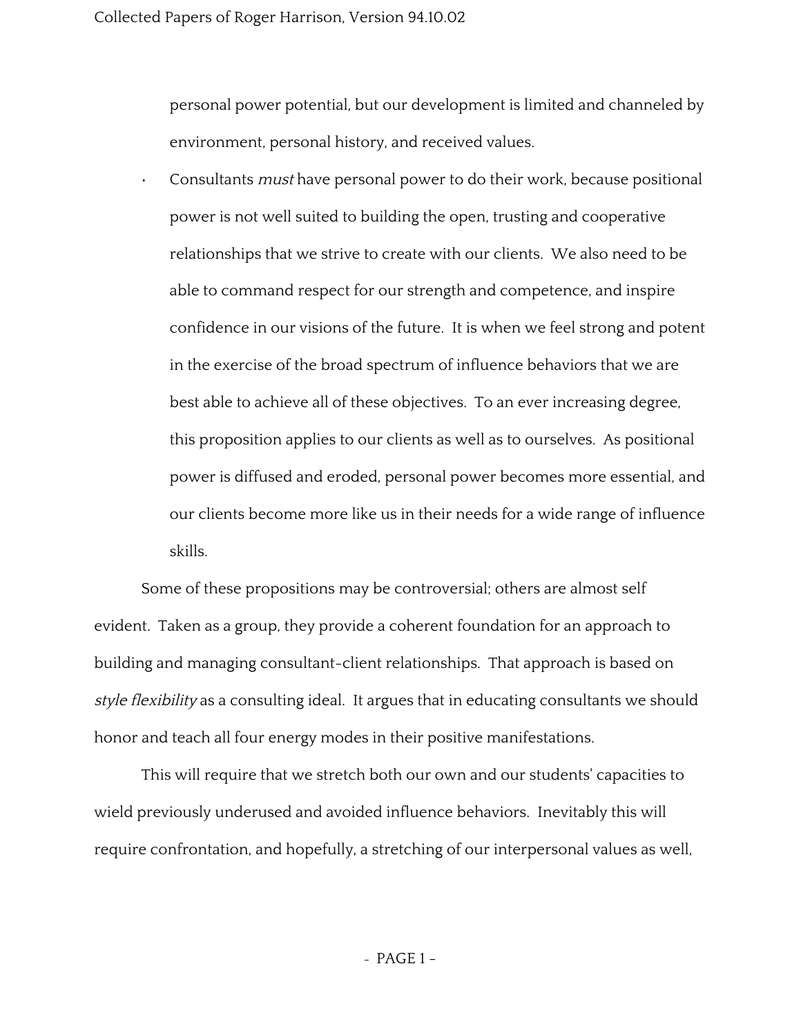personal power potential, but our development is limited and channeled by environment, personal history, and received values.

- Consultants *must* have personal power to do their work, because positional power is not well suited to building the open, trusting and cooperative relationships that we strive to create with our clients. We also need to be able to command respect for our strength and competence, and inspire confidence in our visions of the future. It is when we feel strong and potent in the exercise of the broad spectrum of influence behaviors that we are best able to achieve all of these objectives. To an ever increasing degree, this proposition applies to our clients as well as to ourselves. As positional power is diffused and eroded, personal power becomes more essential, and our clients become more like us in their needs for a wide range of influence skills.

Some of these propositions may be controversial; others are almost self evident. Taken as a group, they provide a coherent foundation for an approach to building and managing consultant-client relationships. That approach is based on *style flexibility* as a consulting ideal. It argues that in educating consultants we should honor and teach all four energy modes in their positive manifestations.

This will require that we stretch both our own and our students' capacities to wield previously underused and avoided influence behaviors. Inevitably this will require confrontation, and hopefully, a stretching of our interpersonal values as well,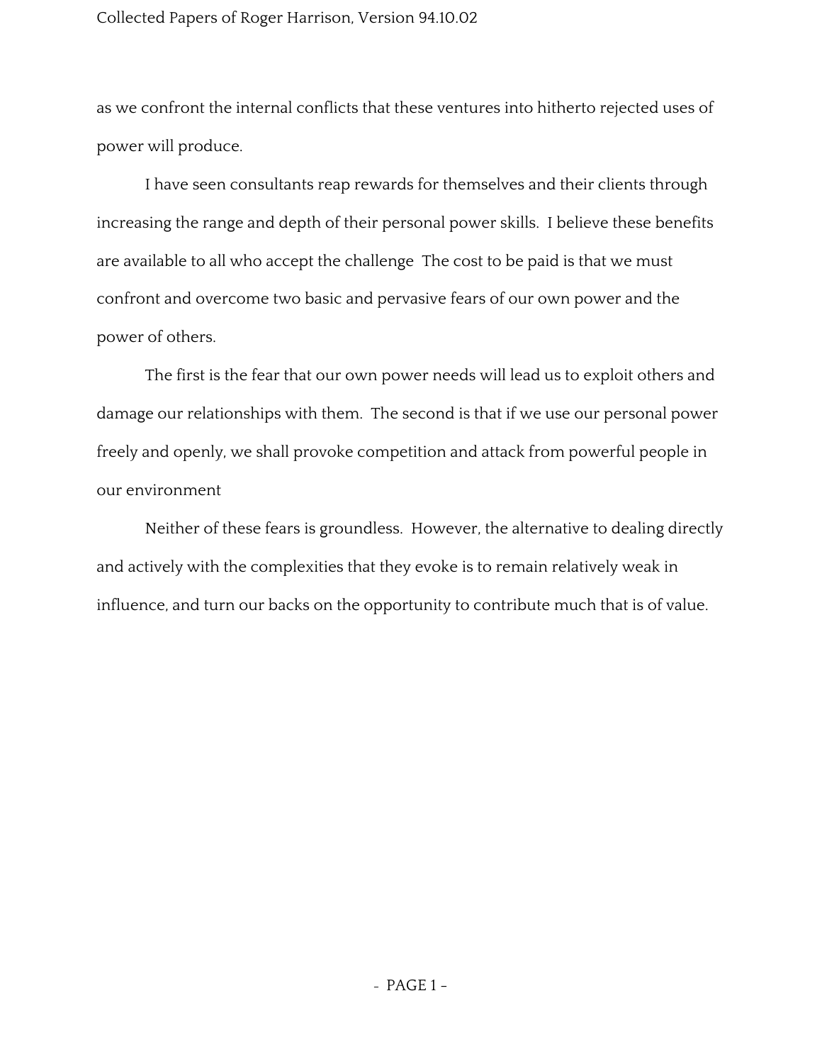as we confront the internal conflicts that these ventures into hitherto rejected uses of power will produce.

I have seen consultants reap rewards for themselves and their clients through increasing the range and depth of their personal power skills. I believe these benefits are available to all who accept the challenge The cost to be paid is that we must confront and overcome two basic and pervasive fears of our own power and the power of others.

The first is the fear that our own power needs will lead us to exploit others and damage our relationships with them. The second is that if we use our personal power freely and openly, we shall provoke competition and attack from powerful people in our environment

Neither of these fears is groundless. However, the alternative to dealing directly and actively with the complexities that they evoke is to remain relatively weak in influence, and turn our backs on the opportunity to contribute much that is of value.